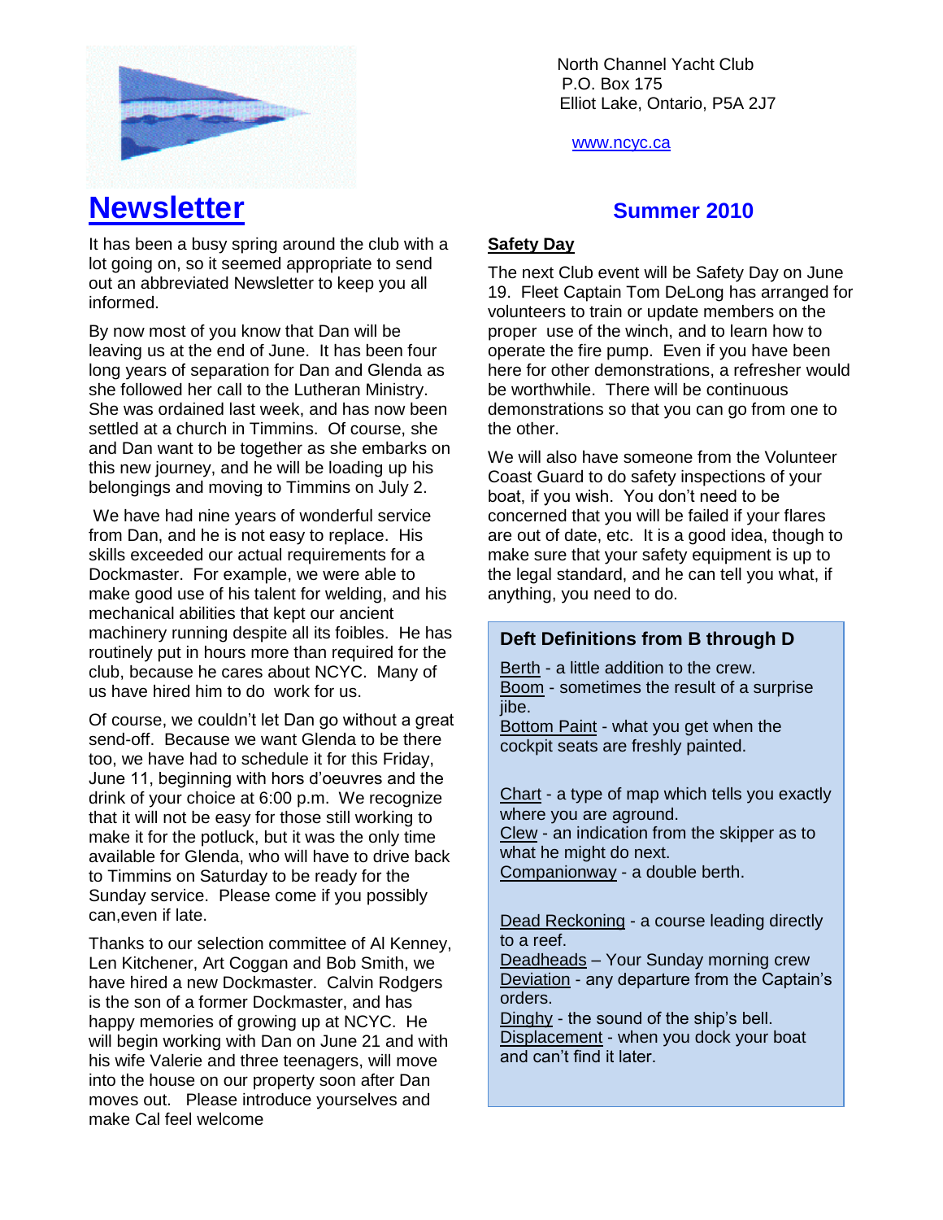North Channel Yacht Club
P.O. Box 175
Elliot Lake, Ontario, P5A 2J7

www.ncyc.ca

# Newsletter

## Summer 2010

It has been a busy spring around the club with a lot going on, so it seemed appropriate to send out an abbreviated Newsletter to keep you all informed.

By now most of you know that Dan will be leaving us at the end of June. It has been four long years of separation for Dan and Glenda as she followed her call to the Lutheran Ministry. She was ordained last week, and has now been settled at a church in Timmins. Of course, she and Dan want to be together as she embarks on this new journey, and he will be loading up his belongings and moving to Timmins on July 2.

We have had nine years of wonderful service from Dan, and he is not easy to replace. His skills exceeded our actual requirements for a Dockmaster. For example, we were able to make good use of his talent for welding, and his mechanical abilities that kept our ancient machinery running despite all its foibles. He has routinely put in hours more than required for the club, because he cares about NCYC. Many of us have hired him to do work for us.

Of course, we couldn't let Dan go without a great send-off. Because we want Glenda to be there too, we have had to schedule it for this Friday, June 11, beginning with hors d'oeuvres and the drink of your choice at 6:00 p.m. We recognize that it will not be easy for those still working to make it for the potluck, but it was the only time available for Glenda, who will have to drive back to Timmins on Saturday to be ready for the Sunday service. Please come if you possibly can,even if late.

Thanks to our selection committee of Al Kenney, Len Kitchener, Art Coggan and Bob Smith, we have hired a new Dockmaster. Calvin Rodgers is the son of a former Dockmaster, and has happy memories of growing up at NCYC. He will begin working with Dan on June 21 and with his wife Valerie and three teenagers, will move into the house on our property soon after Dan moves out. Please introduce yourselves and make Cal feel welcome

### Safety Day

The next Club event will be Safety Day on June 19. Fleet Captain Tom DeLong has arranged for volunteers to train or update members on the proper use of the winch, and to learn how to operate the fire pump. Even if you have been here for other demonstrations, a refresher would be worthwhile. There will be continuous demonstrations so that you can go from one to the other.

We will also have someone from the Volunteer Coast Guard to do safety inspections of your boat, if you wish. You don't need to be concerned that you will be failed if your flares are out of date, etc. It is a good idea, though to make sure that your safety equipment is up to the legal standard, and he can tell you what, if anything, you need to do.

### Deft Definitions from B through D

Berth - a little addition to the crew.
Boom - sometimes the result of a surprise jibe.
Bottom Paint - what you get when the cockpit seats are freshly painted.

Chart - a type of map which tells you exactly where you are aground.
Clew - an indication from the skipper as to what he might do next.
Companionway - a double berth.

Dead Reckoning - a course leading directly to a reef.
Deadheads – Your Sunday morning crew
Deviation - any departure from the Captain's orders.
Dinghy - the sound of the ship's bell.
Displacement - when you dock your boat and can't find it later.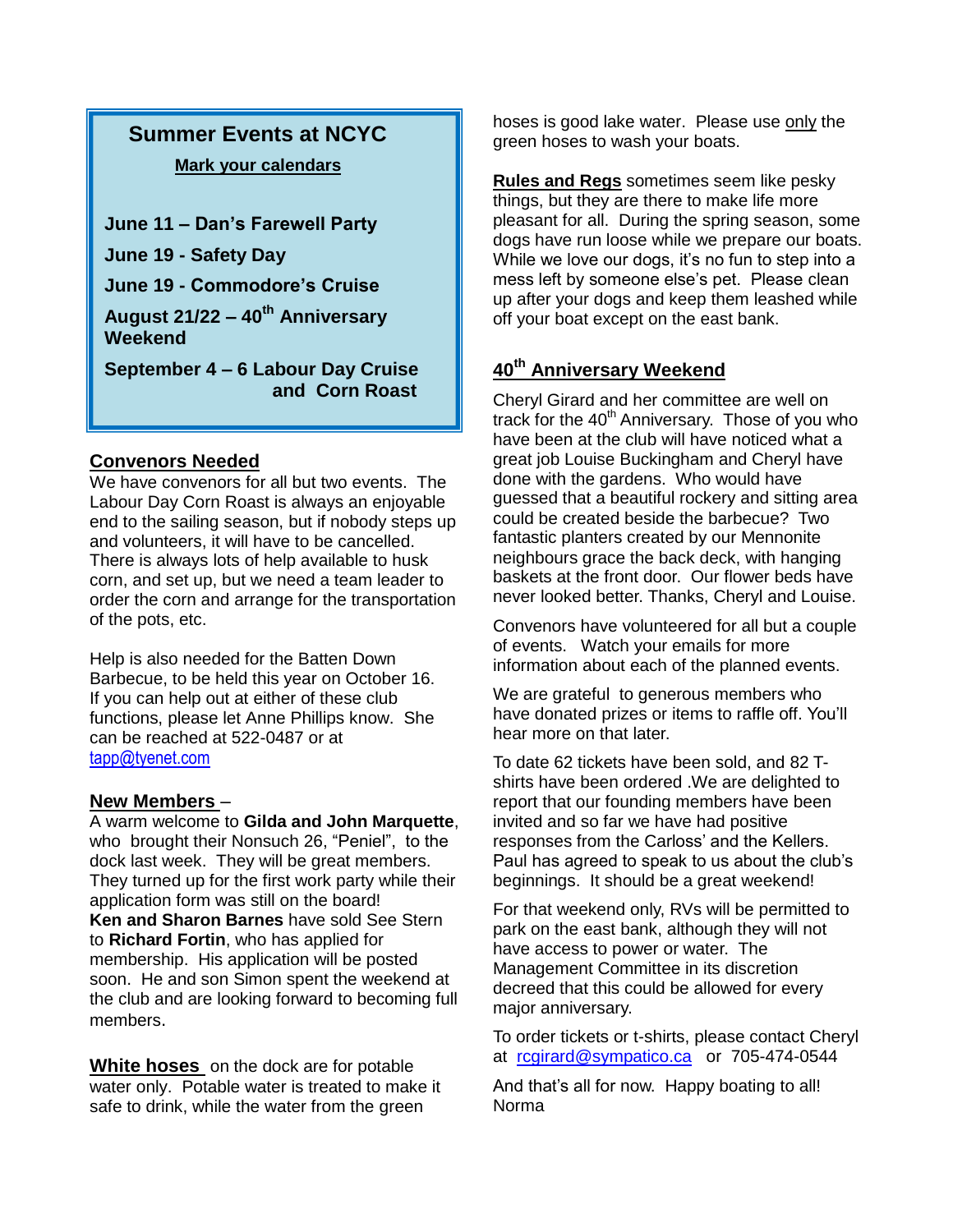## Summer Events at NCYC

**Mark your calendars**

**June 11 – Dan's Farewell Party**

**June 19 - Safety Day**

**June 19 - Commodore's Cruise**

**August 21/22 – 40th Anniversary Weekend**

**September 4 – 6 Labour Day Cruise and Corn Roast**

**Convenors Needed**

We have convenors for all but two events. The Labour Day Corn Roast is always an enjoyable end to the sailing season, but if nobody steps up and volunteers, it will have to be cancelled. There is always lots of help available to husk corn, and set up, but we need a team leader to order the corn and arrange for the transportation of the pots, etc.

Help is also needed for the Batten Down Barbecue, to be held this year on October 16. If you can help out at either of these club functions, please let Anne Phillips know. She can be reached at 522-0487 or at tapp@tyenet.com

**New Members** –

A warm welcome to **Gilda and John Marquette**, who brought their Nonsuch 26, "Peniel", to the dock last week. They will be great members. They turned up for the first work party while their application form was still on the board!

**Ken and Sharon Barnes** have sold See Stern to **Richard Fortin**, who has applied for membership. His application will be posted soon. He and son Simon spent the weekend at the club and are looking forward to becoming full members.

**White hoses** on the dock are for potable water only. Potable water is treated to make it safe to drink, while the water from the green hoses is good lake water. Please use only the green hoses to wash your boats.

**Rules and Regs** sometimes seem like pesky things, but they are there to make life more pleasant for all. During the spring season, some dogs have run loose while we prepare our boats. While we love our dogs, it's no fun to step into a mess left by someone else's pet. Please clean up after your dogs and keep them leashed while off your boat except on the east bank.

**40th Anniversary Weekend**

Cheryl Girard and her committee are well on track for the 40th Anniversary. Those of you who have been at the club will have noticed what a great job Louise Buckingham and Cheryl have done with the gardens. Who would have guessed that a beautiful rockery and sitting area could be created beside the barbecue? Two fantastic planters created by our Mennonite neighbours grace the back deck, with hanging baskets at the front door. Our flower beds have never looked better. Thanks, Cheryl and Louise.

Convenors have volunteered for all but a couple of events. Watch your emails for more information about each of the planned events.

We are grateful to generous members who have donated prizes or items to raffle off. You'll hear more on that later.

To date 62 tickets have been sold, and 82 T-shirts have been ordered .We are delighted to report that our founding members have been invited and so far we have had positive responses from the Carloss' and the Kellers. Paul has agreed to speak to us about the club's beginnings. It should be a great weekend!

For that weekend only, RVs will be permitted to park on the east bank, although they will not have access to power or water. The Management Committee in its discretion decreed that this could be allowed for every major anniversary.

To order tickets or t-shirts, please contact Cheryl at rcgirard@sympatico.ca or 705-474-0544

And that's all for now. Happy boating to all!
Norma